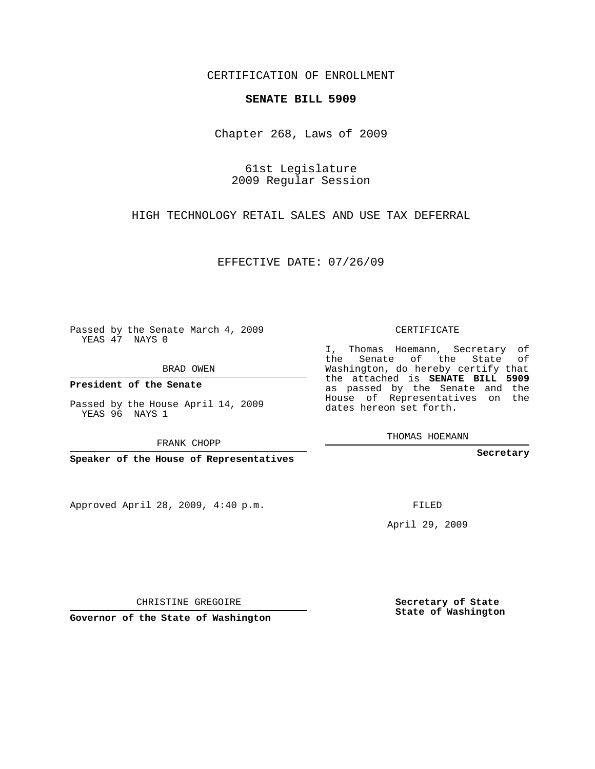CERTIFICATION OF ENROLLMENT

**SENATE BILL 5909**

Chapter 268, Laws of 2009

61st Legislature
2009 Regular Session

HIGH TECHNOLOGY RETAIL SALES AND USE TAX DEFERRAL

EFFECTIVE DATE: 07/26/09

Passed by the Senate March 4, 2009
YEAS 47 NAYS 0

BRAD OWEN

**President of the Senate**

Passed by the House April 14, 2009
YEAS 96 NAYS 1

FRANK CHOPP

**Speaker of the House of Representatives**

Approved April 28, 2009, 4:40 p.m.

CHRISTINE GREGOIRE

**Governor of the State of Washington**

CERTIFICATE

I, Thomas Hoemann, Secretary of the Senate of the State of Washington, do hereby certify that the attached is **SENATE BILL 5909** as passed by the Senate and the House of Representatives on the dates hereon set forth.

THOMAS HOEMANN

**Secretary**

FILED

April 29, 2009

**Secretary of State**
**State of Washington**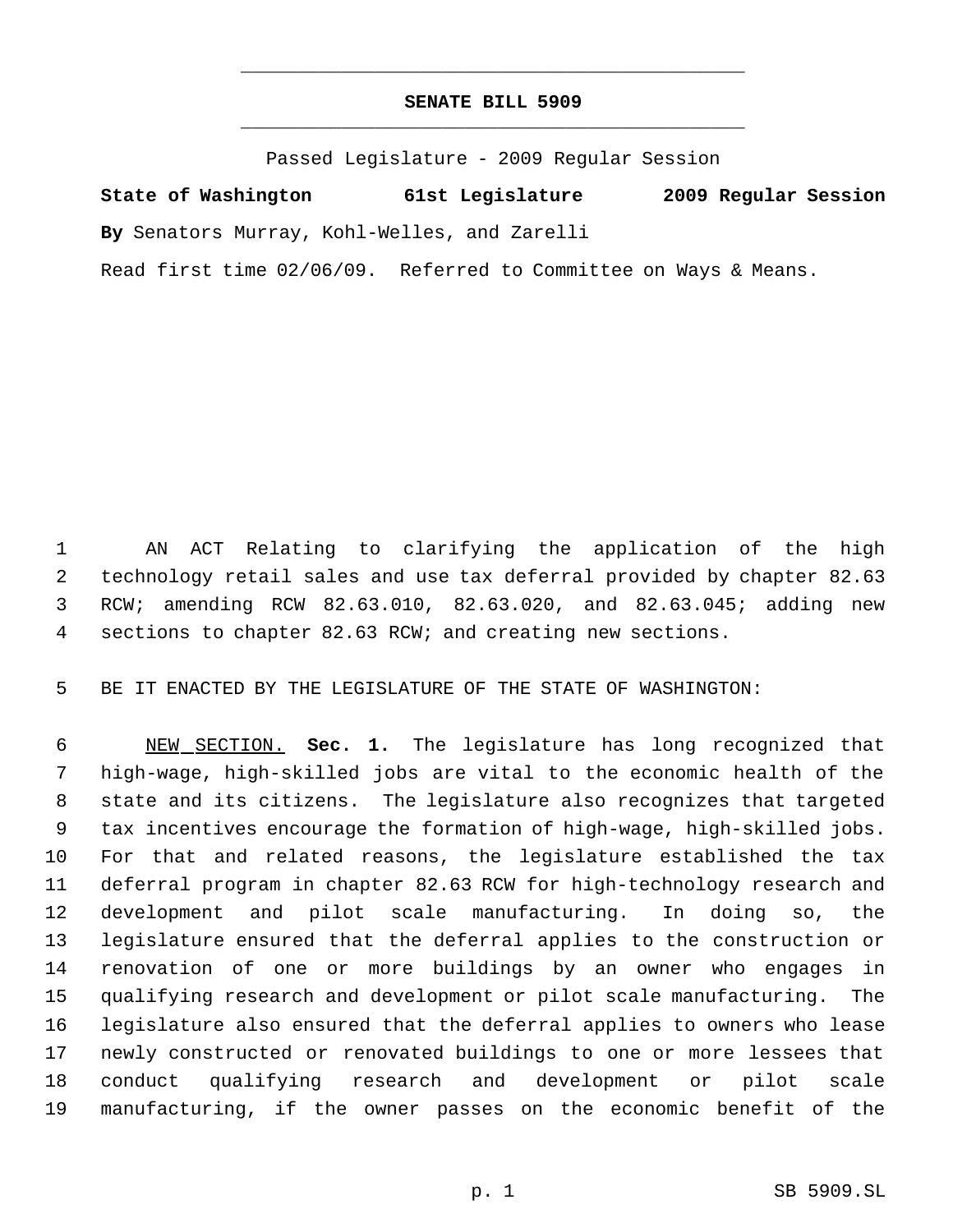# SENATE BILL 5909

Passed Legislature - 2009 Regular Session

**State of Washington 61st Legislature 2009 Regular Session**

**By** Senators Murray, Kohl-Welles, and Zarelli

Read first time 02/06/09. Referred to Committee on Ways & Means.

AN ACT Relating to clarifying the application of the high technology retail sales and use tax deferral provided by chapter 82.63 RCW; amending RCW 82.63.010, 82.63.020, and 82.63.045; adding new sections to chapter 82.63 RCW; and creating new sections.

BE IT ENACTED BY THE LEGISLATURE OF THE STATE OF WASHINGTON:

NEW SECTION. **Sec. 1.** The legislature has long recognized that high-wage, high-skilled jobs are vital to the economic health of the state and its citizens. The legislature also recognizes that targeted tax incentives encourage the formation of high-wage, high-skilled jobs. For that and related reasons, the legislature established the tax deferral program in chapter 82.63 RCW for high-technology research and development and pilot scale manufacturing. In doing so, the legislature ensured that the deferral applies to the construction or renovation of one or more buildings by an owner who engages in qualifying research and development or pilot scale manufacturing. The legislature also ensured that the deferral applies to owners who lease newly constructed or renovated buildings to one or more lessees that conduct qualifying research and development or pilot scale manufacturing, if the owner passes on the economic benefit of the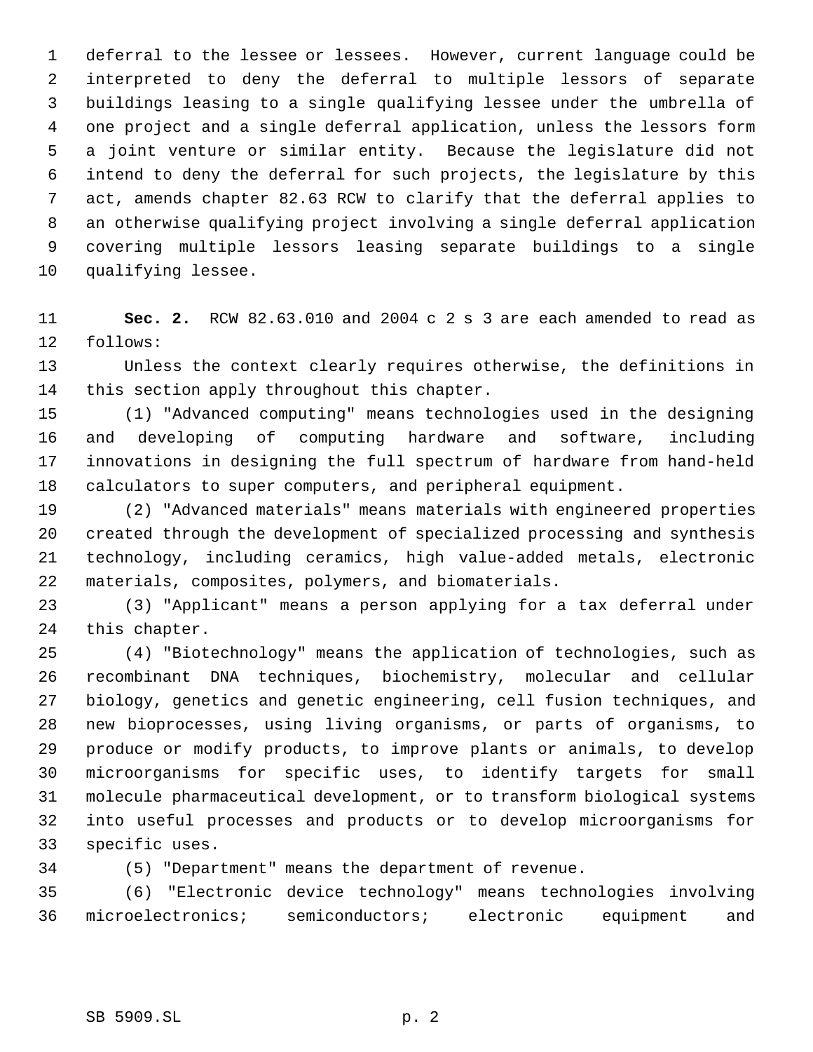deferral to the lessee or lessees. However, current language could be interpreted to deny the deferral to multiple lessors of separate buildings leasing to a single qualifying lessee under the umbrella of one project and a single deferral application, unless the lessors form a joint venture or similar entity. Because the legislature did not intend to deny the deferral for such projects, the legislature by this act, amends chapter 82.63 RCW to clarify that the deferral applies to an otherwise qualifying project involving a single deferral application covering multiple lessors leasing separate buildings to a single qualifying lessee.

**Sec. 2.** RCW 82.63.010 and 2004 c 2 s 3 are each amended to read as follows:

Unless the context clearly requires otherwise, the definitions in this section apply throughout this chapter.

(1) "Advanced computing" means technologies used in the designing and developing of computing hardware and software, including innovations in designing the full spectrum of hardware from hand-held calculators to super computers, and peripheral equipment.

(2) "Advanced materials" means materials with engineered properties created through the development of specialized processing and synthesis technology, including ceramics, high value-added metals, electronic materials, composites, polymers, and biomaterials.

(3) "Applicant" means a person applying for a tax deferral under this chapter.

(4) "Biotechnology" means the application of technologies, such as recombinant DNA techniques, biochemistry, molecular and cellular biology, genetics and genetic engineering, cell fusion techniques, and new bioprocesses, using living organisms, or parts of organisms, to produce or modify products, to improve plants or animals, to develop microorganisms for specific uses, to identify targets for small molecule pharmaceutical development, or to transform biological systems into useful processes and products or to develop microorganisms for specific uses.

(5) "Department" means the department of revenue.

(6) "Electronic device technology" means technologies involving microelectronics; semiconductors; electronic equipment and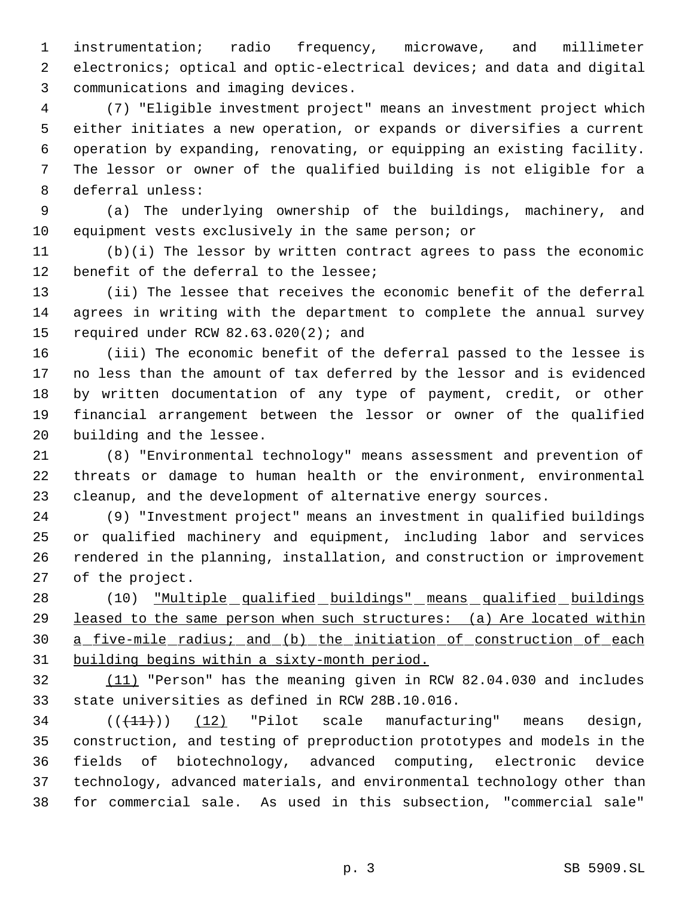instrumentation; radio frequency, microwave, and millimeter electronics; optical and optic-electrical devices; and data and digital communications and imaging devices.

(7) "Eligible investment project" means an investment project which either initiates a new operation, or expands or diversifies a current operation by expanding, renovating, or equipping an existing facility. The lessor or owner of the qualified building is not eligible for a deferral unless:

(a) The underlying ownership of the buildings, machinery, and equipment vests exclusively in the same person; or

(b)(i) The lessor by written contract agrees to pass the economic benefit of the deferral to the lessee;

(ii) The lessee that receives the economic benefit of the deferral agrees in writing with the department to complete the annual survey required under RCW 82.63.020(2); and

(iii) The economic benefit of the deferral passed to the lessee is no less than the amount of tax deferred by the lessor and is evidenced by written documentation of any type of payment, credit, or other financial arrangement between the lessor or owner of the qualified building and the lessee.

(8) "Environmental technology" means assessment and prevention of threats or damage to human health or the environment, environmental cleanup, and the development of alternative energy sources.

(9) "Investment project" means an investment in qualified buildings or qualified machinery and equipment, including labor and services rendered in the planning, installation, and construction or improvement of the project.

(10) <u>"Multiple qualified buildings" means qualified buildings leased to the same person when such structures: (a) Are located within a five-mile radius; and (b) the initiation of construction of each building begins within a sixty-month period.</u>

<u>(11)</u> "Person" has the meaning given in RCW 82.04.030 and includes state universities as defined in RCW 28B.10.016.

(( ~~(11)~~ )) <u>(12)</u> "Pilot scale manufacturing" means design, construction, and testing of preproduction prototypes and models in the fields of biotechnology, advanced computing, electronic device technology, advanced materials, and environmental technology other than for commercial sale. As used in this subsection, "commercial sale"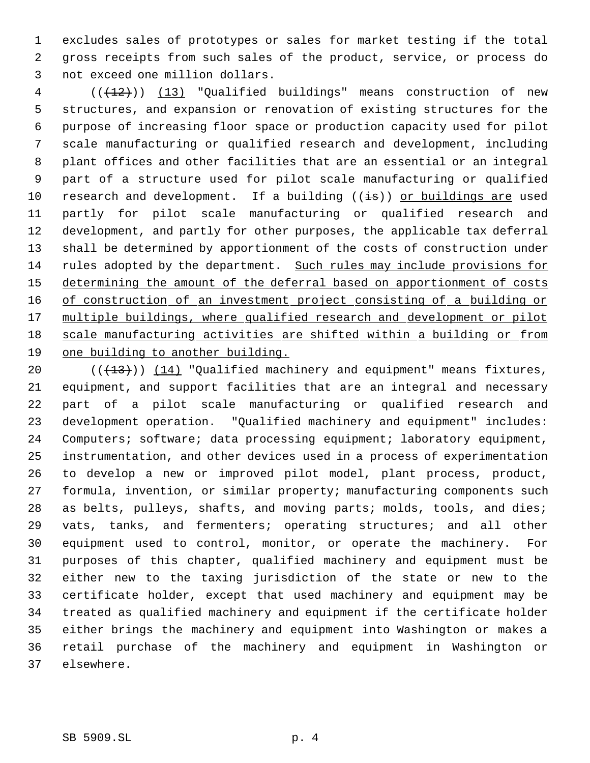excludes sales of prototypes or sales for market testing if the total gross receipts from such sales of the product, service, or process do not exceed one million dollars.

((~~(12)~~)) <u>(13)</u> "Qualified buildings" means construction of new structures, and expansion or renovation of existing structures for the purpose of increasing floor space or production capacity used for pilot scale manufacturing or qualified research and development, including plant offices and other facilities that are an essential or an integral part of a structure used for pilot scale manufacturing or qualified research and development. If a building ((~~is~~)) <u>or buildings are</u> used partly for pilot scale manufacturing or qualified research and development, and partly for other purposes, the applicable tax deferral shall be determined by apportionment of the costs of construction under rules adopted by the department. <u>Such rules may include provisions for determining the amount of the deferral based on apportionment of costs of construction of an investment project consisting of a building or multiple buildings, where qualified research and development or pilot scale manufacturing activities are shifted within a building or from one building to another building.</u>

((~~(13)~~)) <u>(14)</u> "Qualified machinery and equipment" means fixtures, equipment, and support facilities that are an integral and necessary part of a pilot scale manufacturing or qualified research and development operation. "Qualified machinery and equipment" includes: Computers; software; data processing equipment; laboratory equipment, instrumentation, and other devices used in a process of experimentation to develop a new or improved pilot model, plant process, product, formula, invention, or similar property; manufacturing components such as belts, pulleys, shafts, and moving parts; molds, tools, and dies; vats, tanks, and fermenters; operating structures; and all other equipment used to control, monitor, or operate the machinery. For purposes of this chapter, qualified machinery and equipment must be either new to the taxing jurisdiction of the state or new to the certificate holder, except that used machinery and equipment may be treated as qualified machinery and equipment if the certificate holder either brings the machinery and equipment into Washington or makes a retail purchase of the machinery and equipment in Washington or elsewhere.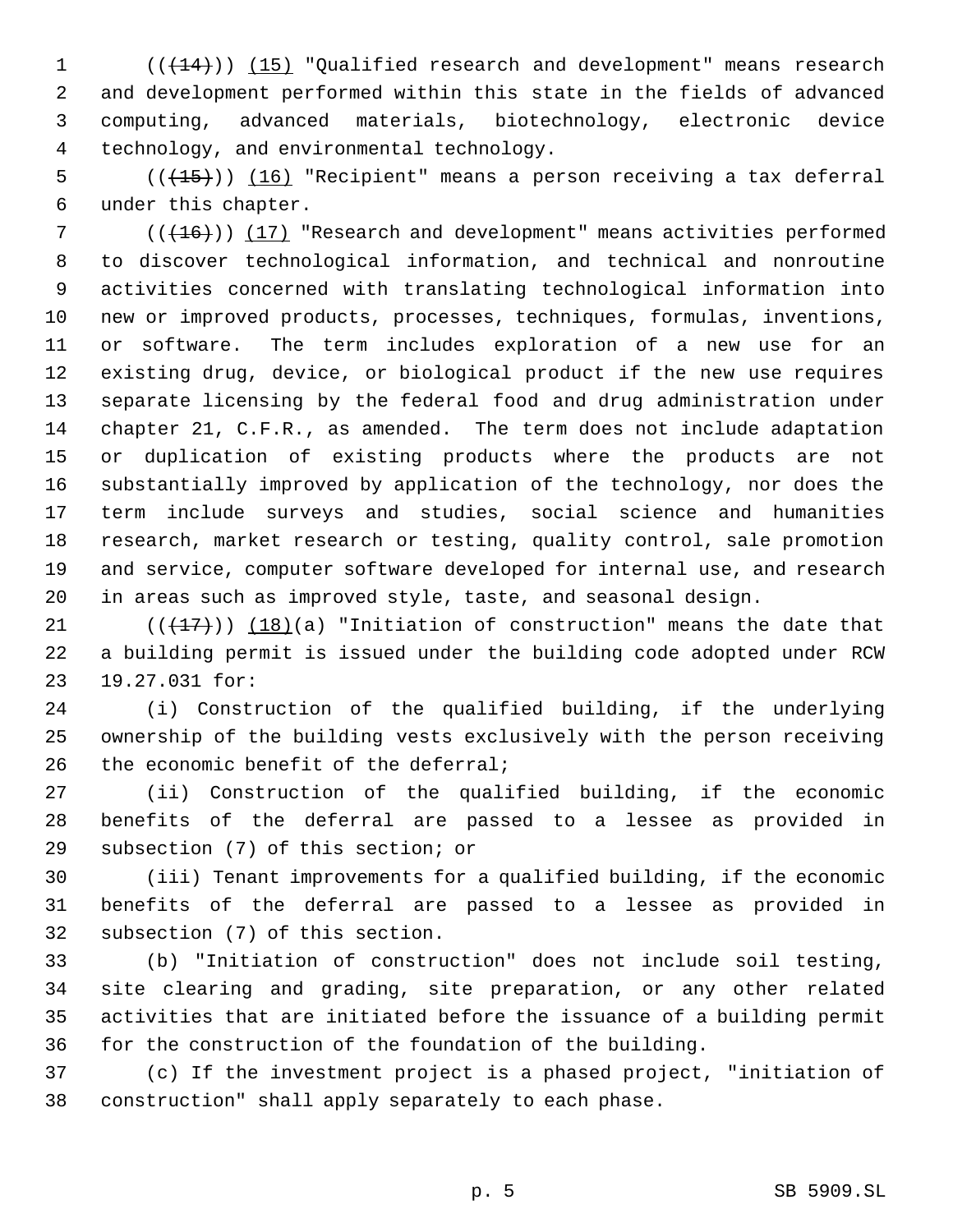(((14))) (15) "Qualified research and development" means research and development performed within this state in the fields of advanced computing, advanced materials, biotechnology, electronic device technology, and environmental technology.

(((15))) (16) "Recipient" means a person receiving a tax deferral under this chapter.

(((16))) (17) "Research and development" means activities performed to discover technological information, and technical and nonroutine activities concerned with translating technological information into new or improved products, processes, techniques, formulas, inventions, or software. The term includes exploration of a new use for an existing drug, device, or biological product if the new use requires separate licensing by the federal food and drug administration under chapter 21, C.F.R., as amended. The term does not include adaptation or duplication of existing products where the products are not substantially improved by application of the technology, nor does the term include surveys and studies, social science and humanities research, market research or testing, quality control, sale promotion and service, computer software developed for internal use, and research in areas such as improved style, taste, and seasonal design.

(((17))) (18)(a) "Initiation of construction" means the date that a building permit is issued under the building code adopted under RCW 19.27.031 for:

(i) Construction of the qualified building, if the underlying ownership of the building vests exclusively with the person receiving the economic benefit of the deferral;

(ii) Construction of the qualified building, if the economic benefits of the deferral are passed to a lessee as provided in subsection (7) of this section; or

(iii) Tenant improvements for a qualified building, if the economic benefits of the deferral are passed to a lessee as provided in subsection (7) of this section.

(b) "Initiation of construction" does not include soil testing, site clearing and grading, site preparation, or any other related activities that are initiated before the issuance of a building permit for the construction of the foundation of the building.

(c) If the investment project is a phased project, "initiation of construction" shall apply separately to each phase.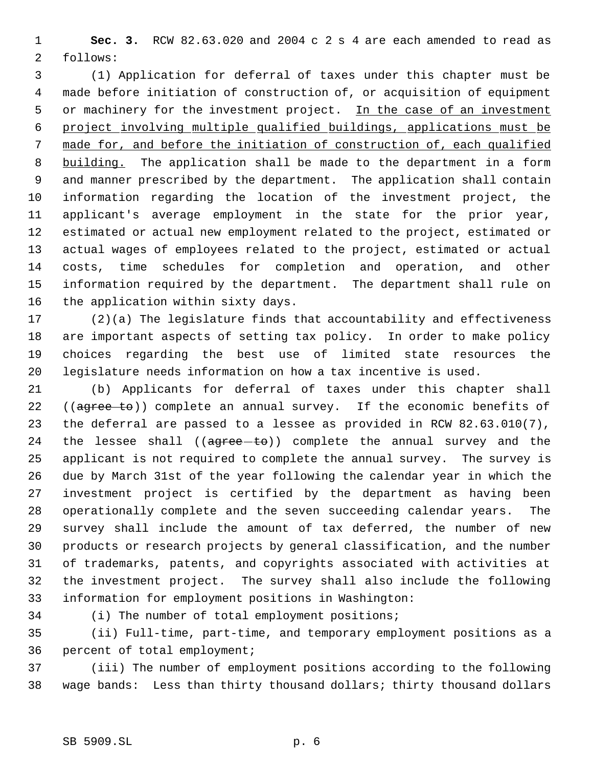**Sec. 3.** RCW 82.63.020 and 2004 c 2 s 4 are each amended to read as follows:

(1) Application for deferral of taxes under this chapter must be made before initiation of construction of, or acquisition of equipment or machinery for the investment project. <u>In the case of an investment project involving multiple qualified buildings, applications must be made for, and before the initiation of construction of, each qualified building.</u> The application shall be made to the department in a form and manner prescribed by the department. The application shall contain information regarding the location of the investment project, the applicant's average employment in the state for the prior year, estimated or actual new employment related to the project, estimated or actual wages of employees related to the project, estimated or actual costs, time schedules for completion and operation, and other information required by the department. The department shall rule on the application within sixty days.

(2)(a) The legislature finds that accountability and effectiveness are important aspects of setting tax policy. In order to make policy choices regarding the best use of limited state resources the legislature needs information on how a tax incentive is used.

(b) Applicants for deferral of taxes under this chapter shall ((~~agree to~~)) complete an annual survey. If the economic benefits of the deferral are passed to a lessee as provided in RCW 82.63.010(7), the lessee shall ((~~agree to~~)) complete the annual survey and the applicant is not required to complete the annual survey. The survey is due by March 31st of the year following the calendar year in which the investment project is certified by the department as having been operationally complete and the seven succeeding calendar years. The survey shall include the amount of tax deferred, the number of new products or research projects by general classification, and the number of trademarks, patents, and copyrights associated with activities at the investment project. The survey shall also include the following information for employment positions in Washington:

(i) The number of total employment positions;

(ii) Full-time, part-time, and temporary employment positions as a percent of total employment;

(iii) The number of employment positions according to the following wage bands: Less than thirty thousand dollars; thirty thousand dollars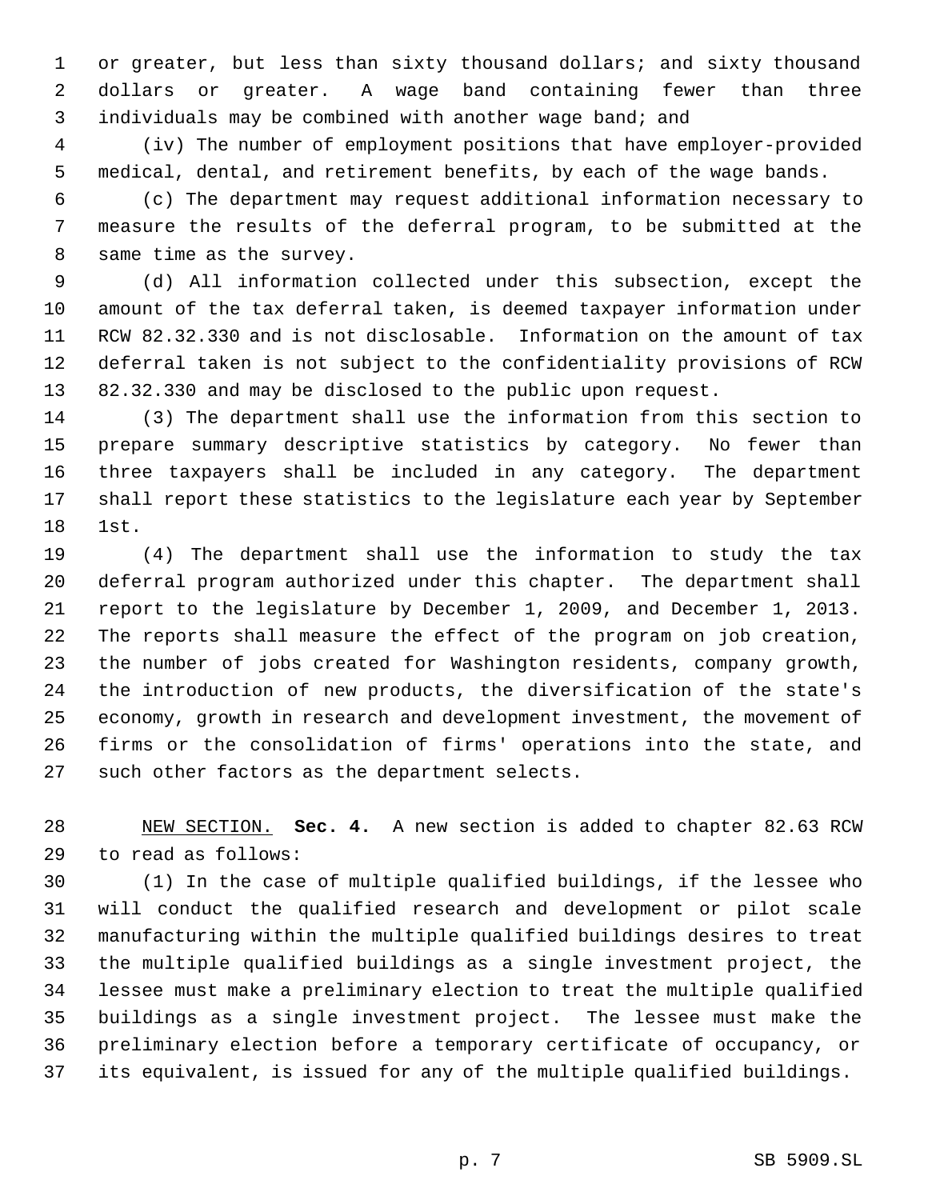or greater, but less than sixty thousand dollars; and sixty thousand dollars or greater. A wage band containing fewer than three individuals may be combined with another wage band; and

(iv) The number of employment positions that have employer-provided medical, dental, and retirement benefits, by each of the wage bands.

(c) The department may request additional information necessary to measure the results of the deferral program, to be submitted at the same time as the survey.

(d) All information collected under this subsection, except the amount of the tax deferral taken, is deemed taxpayer information under RCW 82.32.330 and is not disclosable. Information on the amount of tax deferral taken is not subject to the confidentiality provisions of RCW 82.32.330 and may be disclosed to the public upon request.

(3) The department shall use the information from this section to prepare summary descriptive statistics by category. No fewer than three taxpayers shall be included in any category. The department shall report these statistics to the legislature each year by September 1st.

(4) The department shall use the information to study the tax deferral program authorized under this chapter. The department shall report to the legislature by December 1, 2009, and December 1, 2013. The reports shall measure the effect of the program on job creation, the number of jobs created for Washington residents, company growth, the introduction of new products, the diversification of the state's economy, growth in research and development investment, the movement of firms or the consolidation of firms' operations into the state, and such other factors as the department selects.

NEW SECTION. **Sec. 4.** A new section is added to chapter 82.63 RCW to read as follows:

(1) In the case of multiple qualified buildings, if the lessee who will conduct the qualified research and development or pilot scale manufacturing within the multiple qualified buildings desires to treat the multiple qualified buildings as a single investment project, the lessee must make a preliminary election to treat the multiple qualified buildings as a single investment project. The lessee must make the preliminary election before a temporary certificate of occupancy, or its equivalent, is issued for any of the multiple qualified buildings.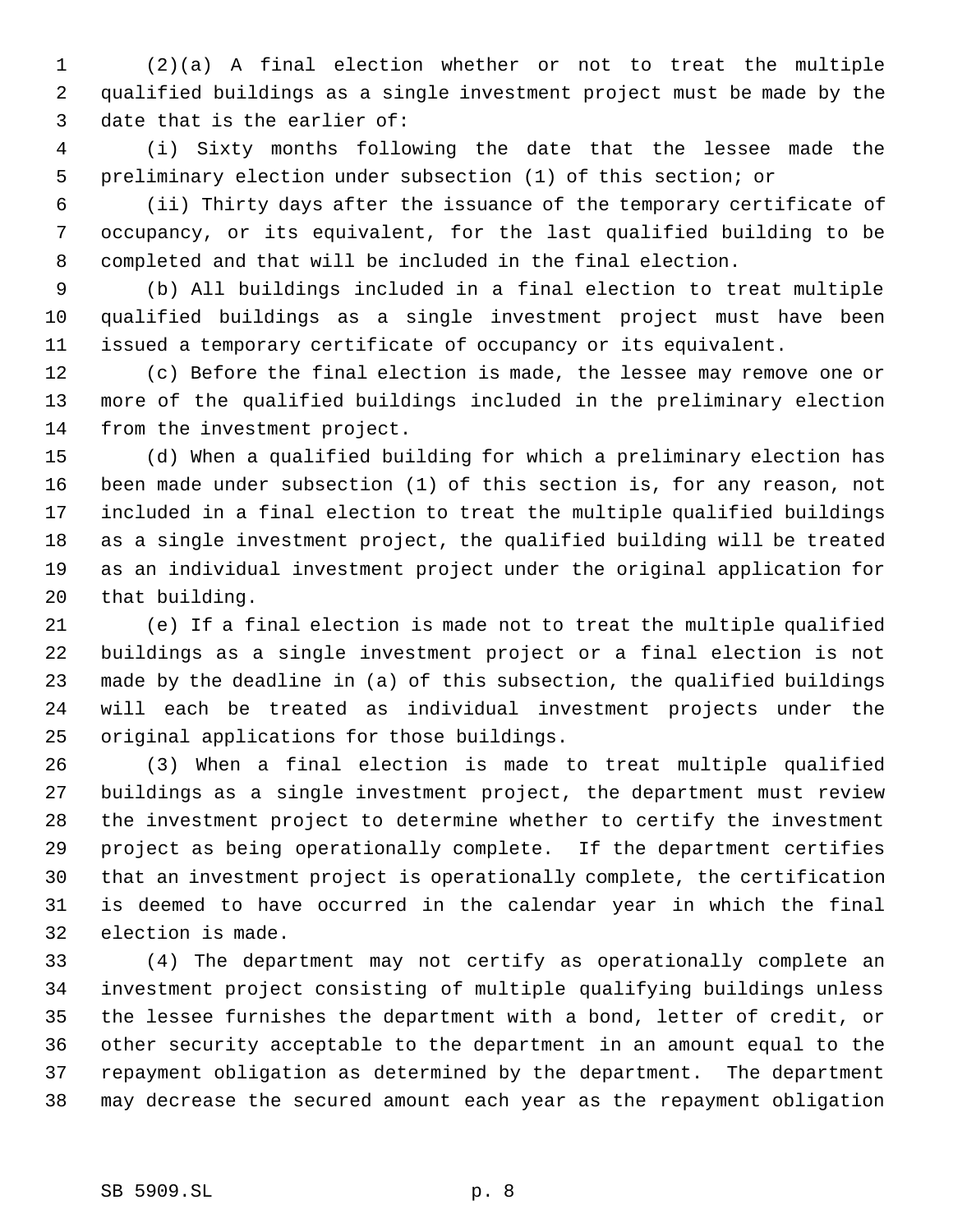(2)(a) A final election whether or not to treat the multiple qualified buildings as a single investment project must be made by the date that is the earlier of:

(i) Sixty months following the date that the lessee made the preliminary election under subsection (1) of this section; or

(ii) Thirty days after the issuance of the temporary certificate of occupancy, or its equivalent, for the last qualified building to be completed and that will be included in the final election.

(b) All buildings included in a final election to treat multiple qualified buildings as a single investment project must have been issued a temporary certificate of occupancy or its equivalent.

(c) Before the final election is made, the lessee may remove one or more of the qualified buildings included in the preliminary election from the investment project.

(d) When a qualified building for which a preliminary election has been made under subsection (1) of this section is, for any reason, not included in a final election to treat the multiple qualified buildings as a single investment project, the qualified building will be treated as an individual investment project under the original application for that building.

(e) If a final election is made not to treat the multiple qualified buildings as a single investment project or a final election is not made by the deadline in (a) of this subsection, the qualified buildings will each be treated as individual investment projects under the original applications for those buildings.

(3) When a final election is made to treat multiple qualified buildings as a single investment project, the department must review the investment project to determine whether to certify the investment project as being operationally complete. If the department certifies that an investment project is operationally complete, the certification is deemed to have occurred in the calendar year in which the final election is made.

(4) The department may not certify as operationally complete an investment project consisting of multiple qualifying buildings unless the lessee furnishes the department with a bond, letter of credit, or other security acceptable to the department in an amount equal to the repayment obligation as determined by the department. The department may decrease the secured amount each year as the repayment obligation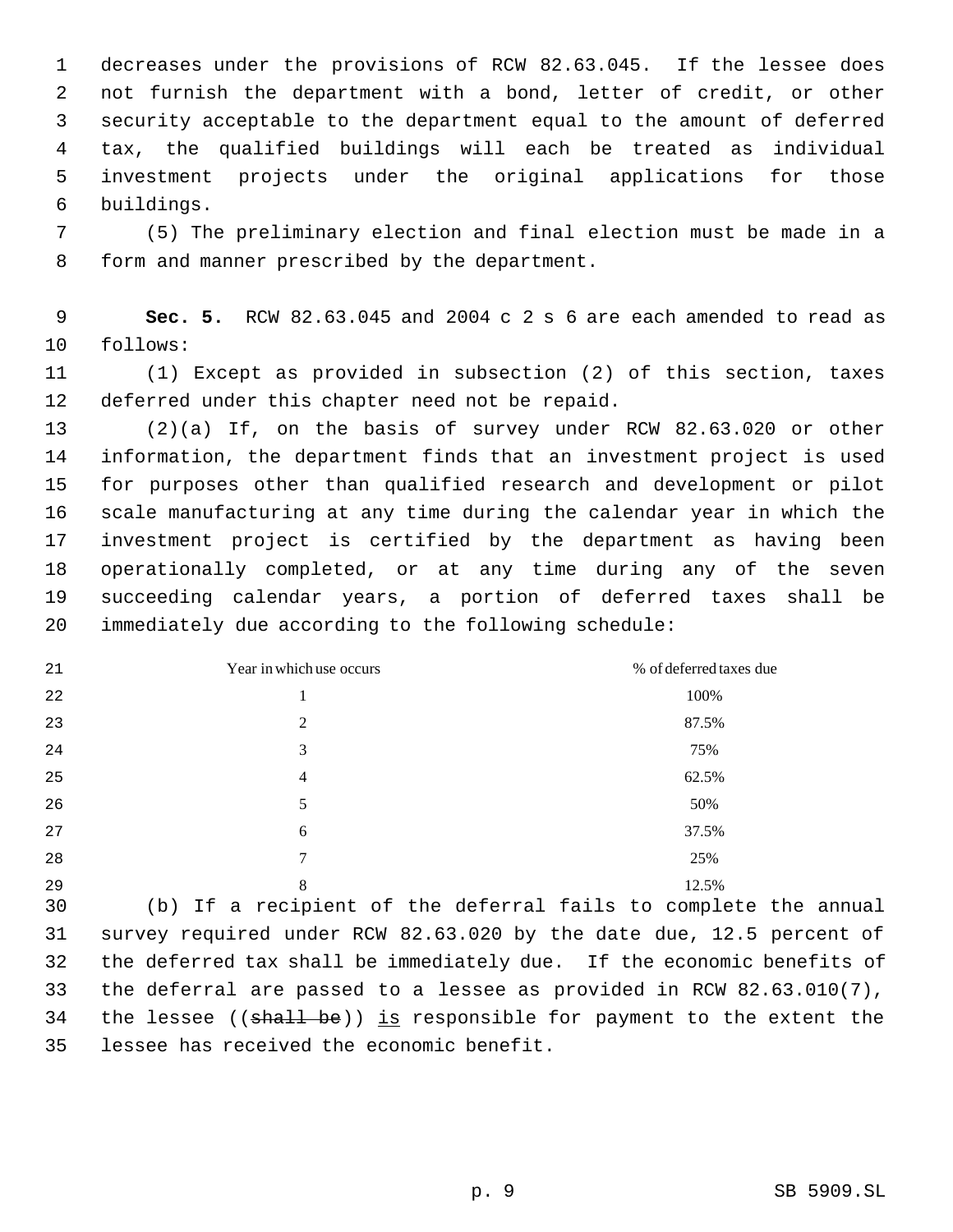decreases under the provisions of RCW 82.63.045. If the lessee does not furnish the department with a bond, letter of credit, or other security acceptable to the department equal to the amount of deferred tax, the qualified buildings will each be treated as individual investment projects under the original applications for those buildings.

(5) The preliminary election and final election must be made in a form and manner prescribed by the department.

**Sec. 5.** RCW 82.63.045 and 2004 c 2 s 6 are each amended to read as follows:

(1) Except as provided in subsection (2) of this section, taxes deferred under this chapter need not be repaid.

(2)(a) If, on the basis of survey under RCW 82.63.020 or other information, the department finds that an investment project is used for purposes other than qualified research and development or pilot scale manufacturing at any time during the calendar year in which the investment project is certified by the department as having been operationally completed, or at any time during any of the seven succeeding calendar years, a portion of deferred taxes shall be immediately due according to the following schedule:

| Year in which use occurs | % of deferred taxes due |
|---|---|
| 1 | 100% |
| 2 | 87.5% |
| 3 | 75% |
| 4 | 62.5% |
| 5 | 50% |
| 6 | 37.5% |
| 7 | 25% |
| 8 | 12.5% |

(b) If a recipient of the deferral fails to complete the annual survey required under RCW 82.63.020 by the date due, 12.5 percent of the deferred tax shall be immediately due. If the economic benefits of the deferral are passed to a lessee as provided in RCW 82.63.010(7), the lessee ((~~shall be~~)) is responsible for payment to the extent the lessee has received the economic benefit.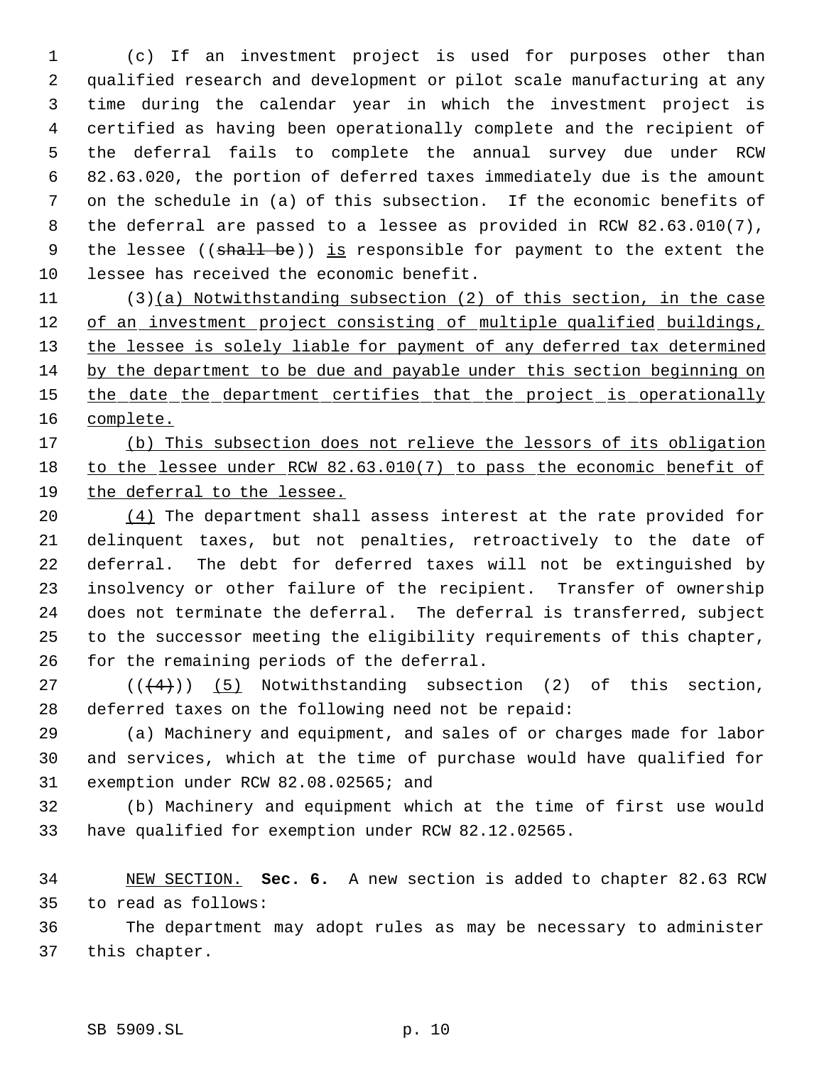(c) If an investment project is used for purposes other than qualified research and development or pilot scale manufacturing at any time during the calendar year in which the investment project is certified as having been operationally complete and the recipient of the deferral fails to complete the annual survey due under RCW 82.63.020, the portion of deferred taxes immediately due is the amount on the schedule in (a) of this subsection. If the economic benefits of the deferral are passed to a lessee as provided in RCW 82.63.010(7), the lessee ((~~shall be~~)) is responsible for payment to the extent the lessee has received the economic benefit.

(3)(a) Notwithstanding subsection (2) of this section, in the case of an investment project consisting of multiple qualified buildings, the lessee is solely liable for payment of any deferred tax determined by the department to be due and payable under this section beginning on the date the department certifies that the project is operationally complete.

(b) This subsection does not relieve the lessors of its obligation to the lessee under RCW 82.63.010(7) to pass the economic benefit of the deferral to the lessee.

(4) The department shall assess interest at the rate provided for delinquent taxes, but not penalties, retroactively to the date of deferral. The debt for deferred taxes will not be extinguished by insolvency or other failure of the recipient. Transfer of ownership does not terminate the deferral. The deferral is transferred, subject to the successor meeting the eligibility requirements of this chapter, for the remaining periods of the deferral.

((~~(4)~~)) (5) Notwithstanding subsection (2) of this section, deferred taxes on the following need not be repaid:

(a) Machinery and equipment, and sales of or charges made for labor and services, which at the time of purchase would have qualified for exemption under RCW 82.08.02565; and

(b) Machinery and equipment which at the time of first use would have qualified for exemption under RCW 82.12.02565.

NEW SECTION. **Sec. 6.** A new section is added to chapter 82.63 RCW to read as follows:

The department may adopt rules as may be necessary to administer this chapter.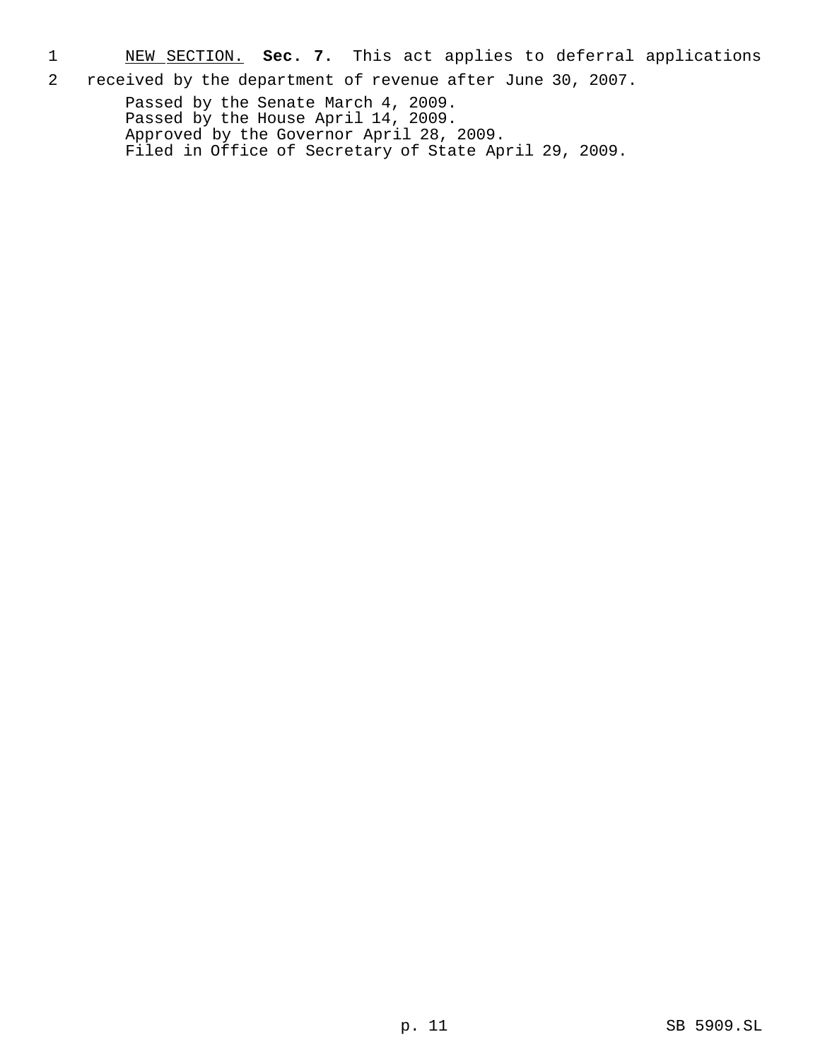NEW SECTION. **Sec. 7.** This act applies to deferral applications received by the department of revenue after June 30, 2007.

Passed by the Senate March 4, 2009.
Passed by the House April 14, 2009.
Approved by the Governor April 28, 2009.
Filed in Office of Secretary of State April 29, 2009.